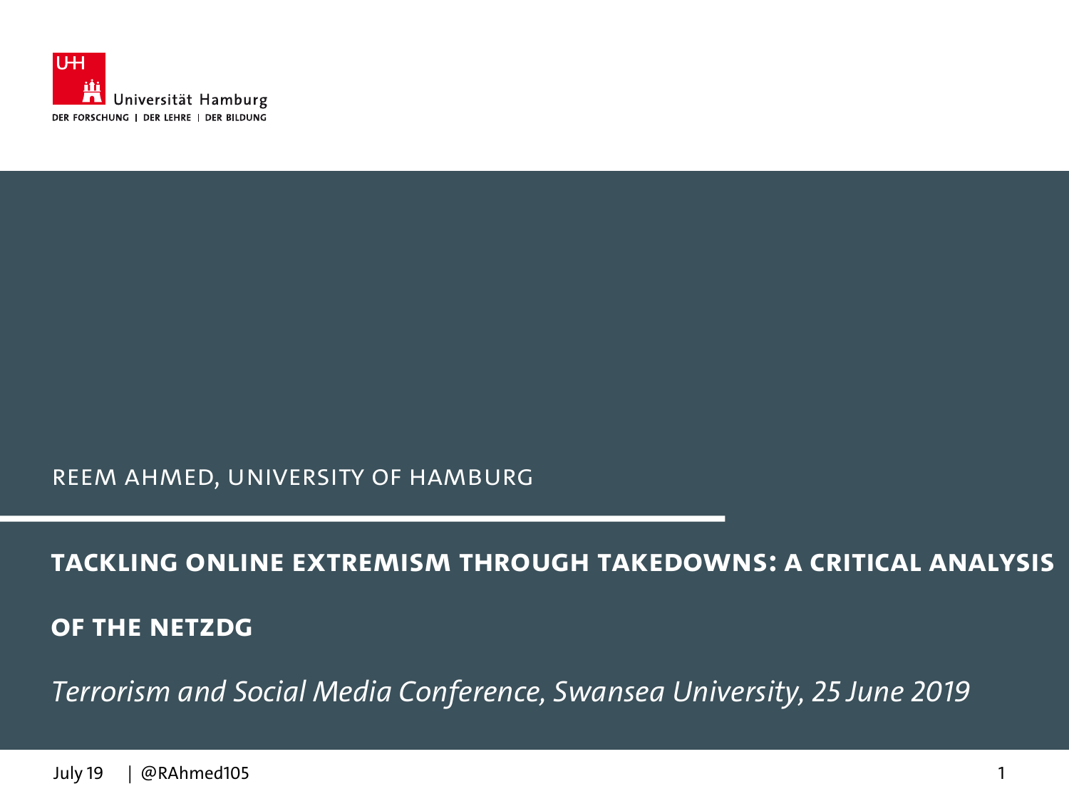Universität Hamburg

DER FORSCHUNG | DER LEHRE | DER BILDUNG

REEM AHMED, UNIVERSITY OF HAMBURG

# TACKLING ONLINE EXTREMISM THROUGH TAKEDOWNS: A CRITICAL ANALYSIS OF THE NETZDG

*Terrorism and Social Media Conference, Swansea University, 25 June 2019*

July 19 | @RAhmed105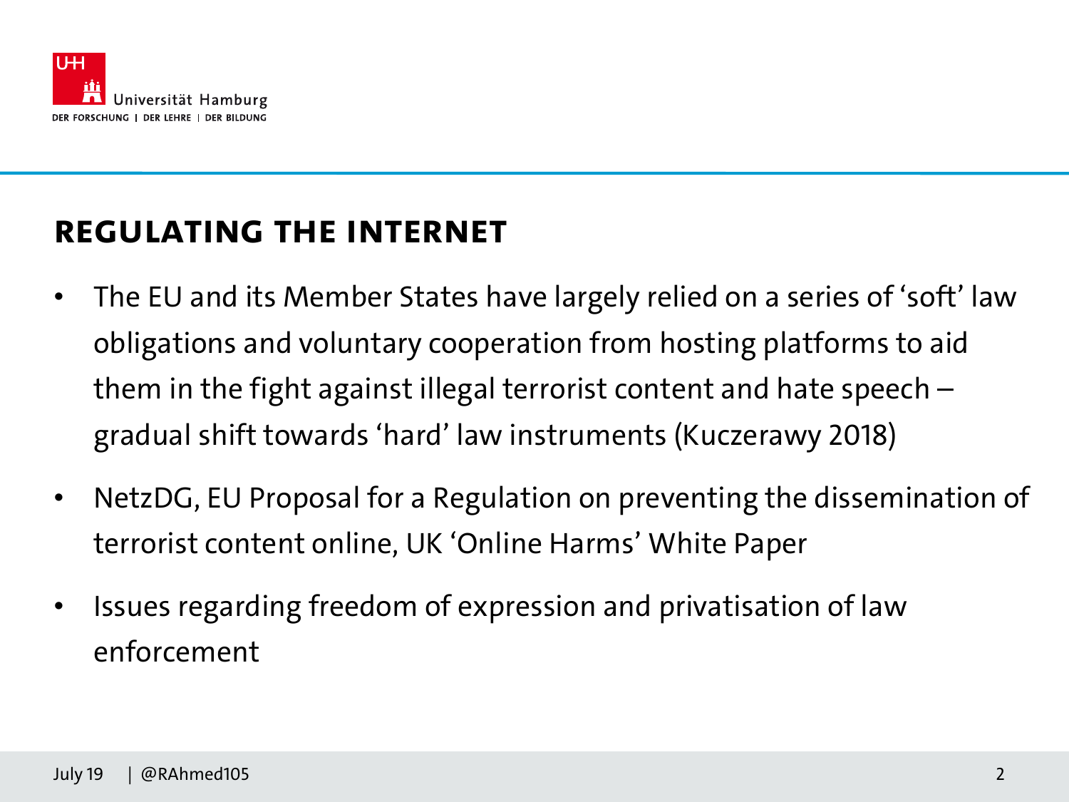## REGULATING THE INTERNET

- The EU and its Member States have largely relied on a series of 'soft' law obligations and voluntary cooperation from hosting platforms to aid them in the fight against illegal terrorist content and hate speech – gradual shift towards 'hard' law instruments (Kuczerawy 2018)
- NetzDG, EU Proposal for a Regulation on preventing the dissemination of terrorist content online, UK 'Online Harms' White Paper
- Issues regarding freedom of expression and privatisation of law enforcement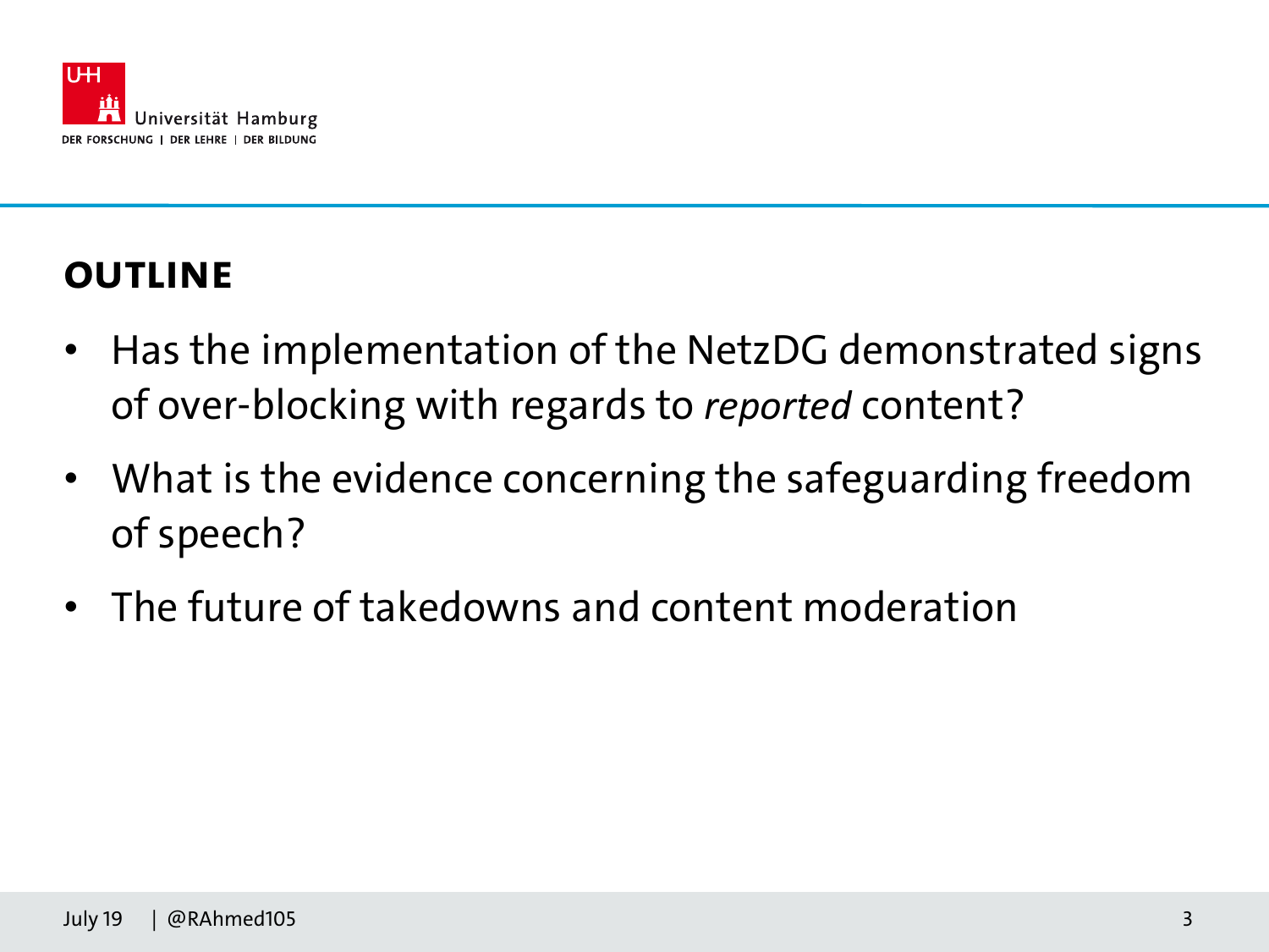## OUTLINE

- Has the implementation of the NetzDG demonstrated signs of over-blocking with regards to *reported* content?
- What is the evidence concerning the safeguarding freedom of speech?
- The future of takedowns and content moderation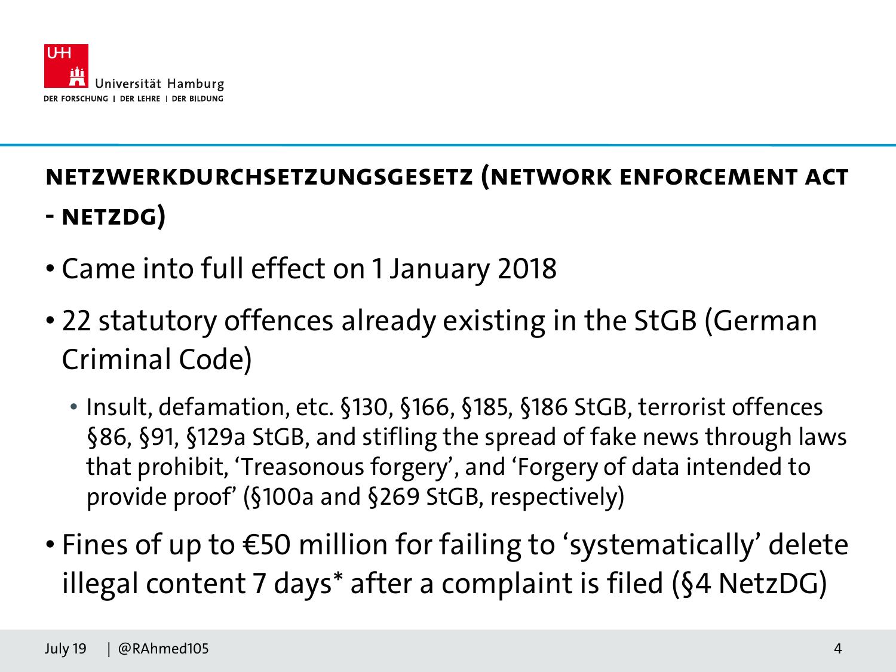## Netzwerkdurchsetzungsgesetz (Network Enforcement Act - NetzDG)

- Came into full effect on 1 January 2018
- 22 statutory offences already existing in the StGB (German Criminal Code)
  - Insult, defamation, etc. §130, §166, §185, §186 StGB, terrorist offences §86, §91, §129a StGB, and stifling the spread of fake news through laws that prohibit, 'Treasonous forgery', and 'Forgery of data intended to provide proof' (§100a and §269 StGB, respectively)
- Fines of up to €50 million for failing to 'systematically' delete illegal content 7 days* after a complaint is filed (§4 NetzDG)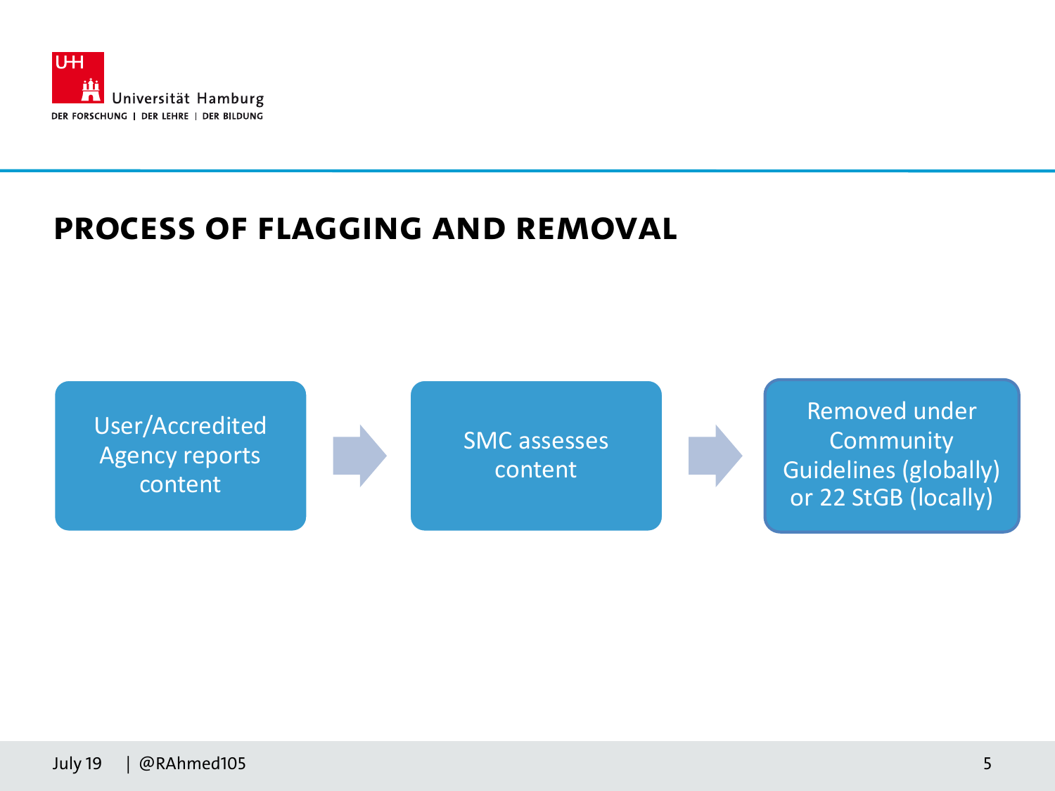## PROCESS OF FLAGGING AND REMOVAL

User/Accredited Agency reports content → SMC assesses content → Removed under Community Guidelines (globally) or 22 StGB (locally)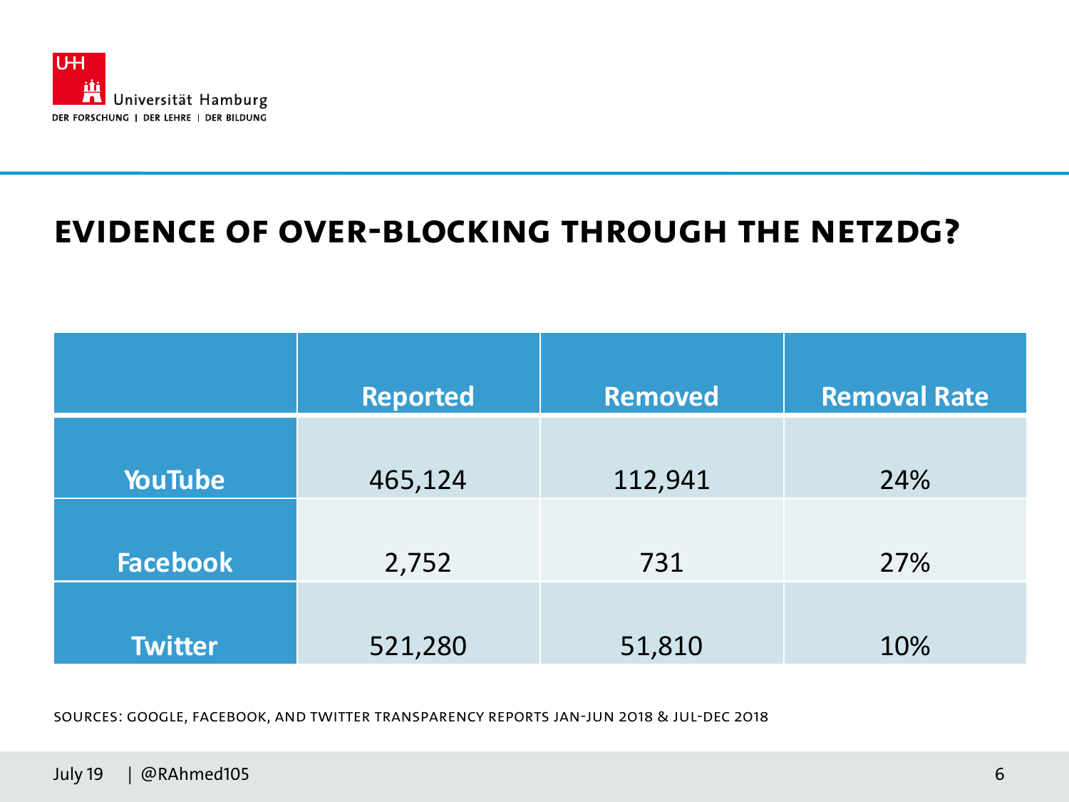# EVIDENCE OF OVER-BLOCKING THROUGH THE NETZDG?

| | Reported | Removed | Removal Rate |
|---|---|---|---|
| YouTube | 465,124 | 112,941 | 24% |
| Facebook | 2,752 | 731 | 27% |
| Twitter | 521,280 | 51,810 | 10% |

SOURCES: GOOGLE, FACEBOOK, AND TWITTER TRANSPARENCY REPORTS JAN-JUN 2018 & JUL-DEC 2018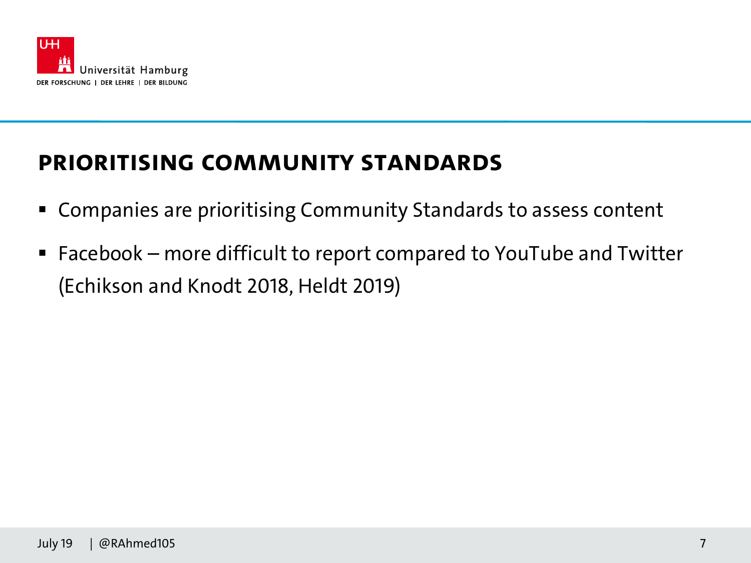## PRIORITISING COMMUNITY STANDARDS

- Companies are prioritising Community Standards to assess content
- Facebook – more difficult to report compared to YouTube and Twitter (Echikson and Knodt 2018, Heldt 2019)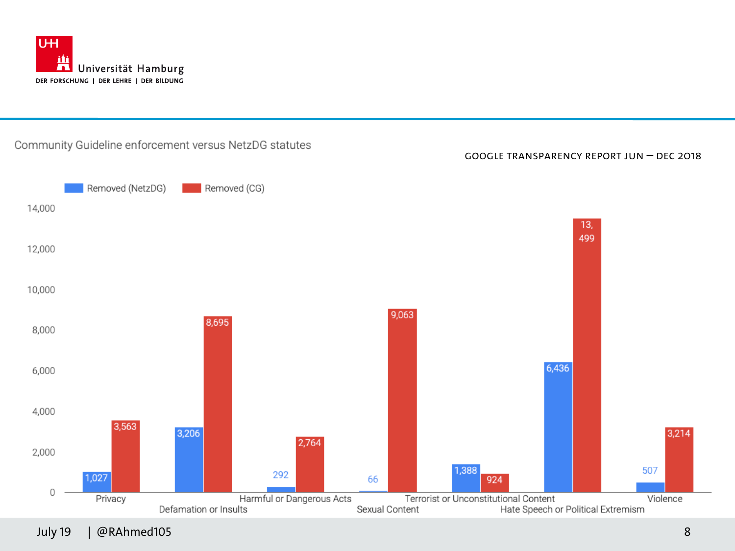## Community Guideline enforcement versus NetzDG statutes

GOOGLE TRANSPARENCY REPORT JUN – DEC 2018

| Category | Removed (NetzDG) | Removed (CG) |
|---|---|---|
| Privacy | 1,027 | 3,563 |
| Defamation or Insults | 3,206 | 8,695 |
| Harmful or Dangerous Acts | 292 | 2,764 |
| Sexual Content | 66 | 9,063 |
| Terrorist or Unconstitutional Content | 1,388 | 924 |
| Hate Speech or Political Extremism | 6,436 | 13,499 |
| Violence | 507 | 3,214 |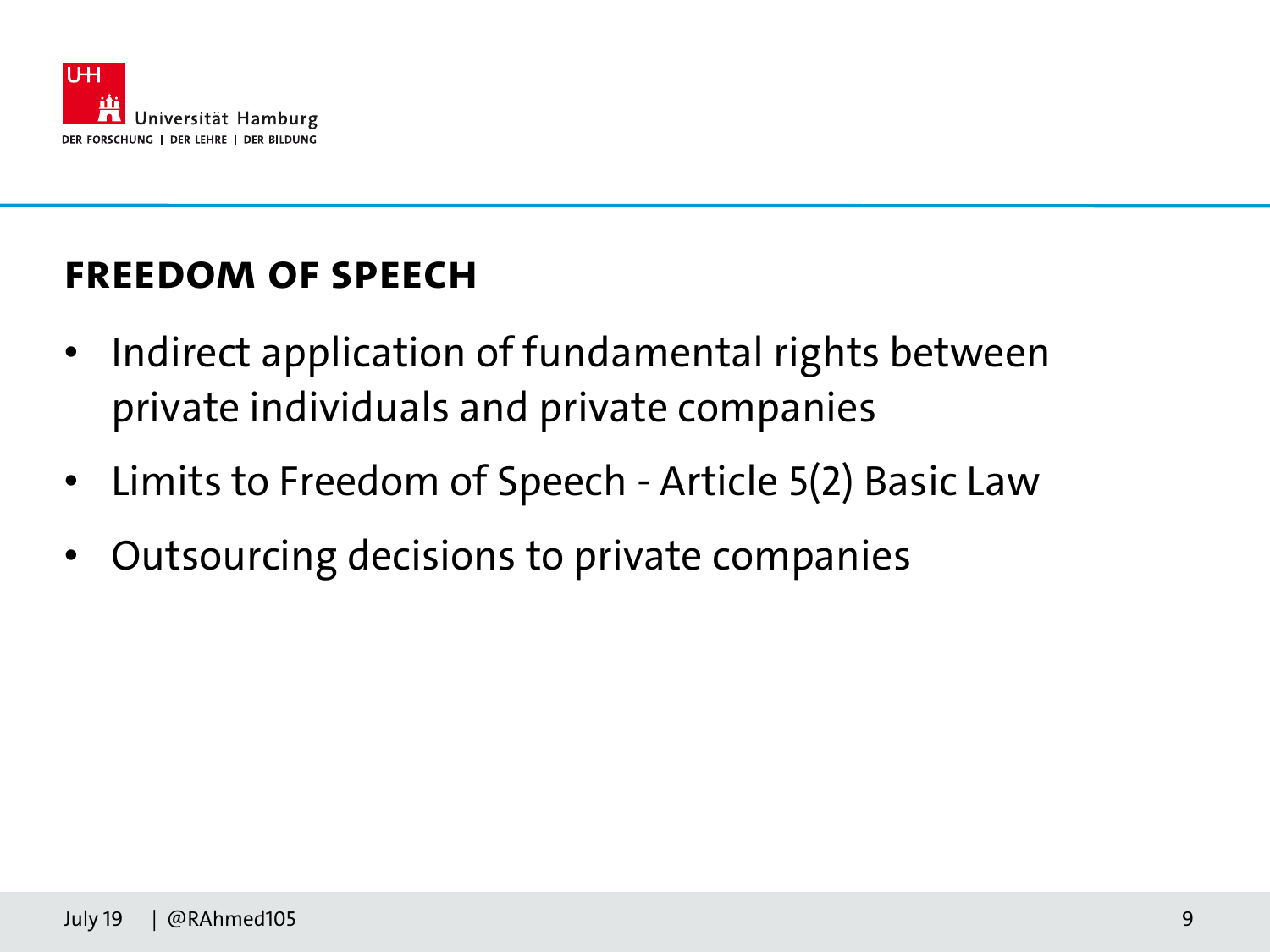## FREEDOM OF SPEECH

- Indirect application of fundamental rights between private individuals and private companies
- Limits to Freedom of Speech - Article 5(2) Basic Law
- Outsourcing decisions to private companies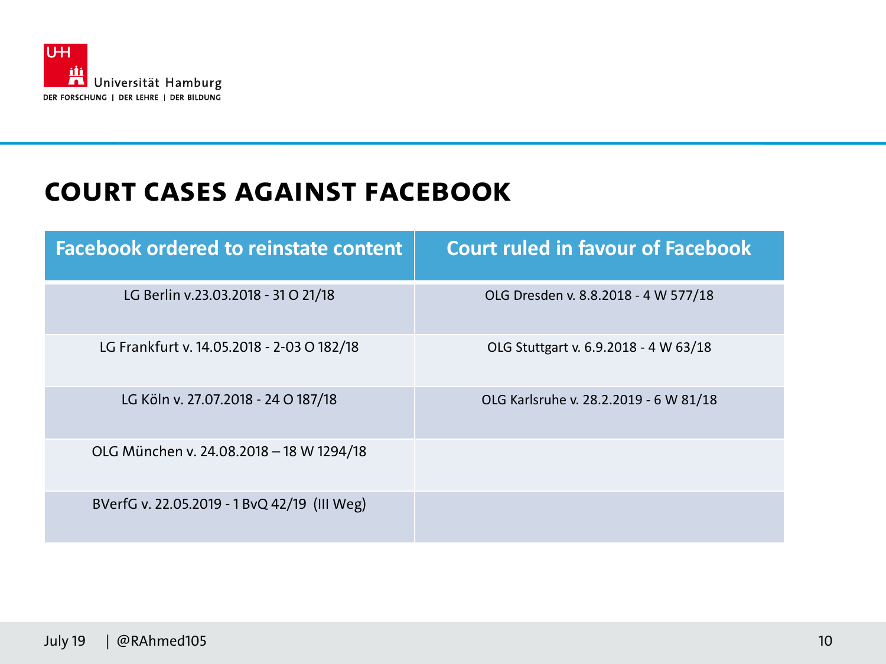# COURT CASES AGAINST FACEBOOK

| Facebook ordered to reinstate content | Court ruled in favour of Facebook |
|---|---|
| LG Berlin v.23.03.2018 - 31 O 21/18 | OLG Dresden v. 8.8.2018 - 4 W 577/18 |
| LG Frankfurt v. 14.05.2018 - 2-03 O 182/18 | OLG Stuttgart v. 6.9.2018 - 4 W 63/18 |
| LG Köln v. 27.07.2018 - 24 O 187/18 | OLG Karlsruhe v. 28.2.2019 - 6 W 81/18 |
| OLG München v. 24.08.2018 – 18 W 1294/18 | |
| BVerfG v. 22.05.2019 - 1 BvQ 42/19 (III Weg) | |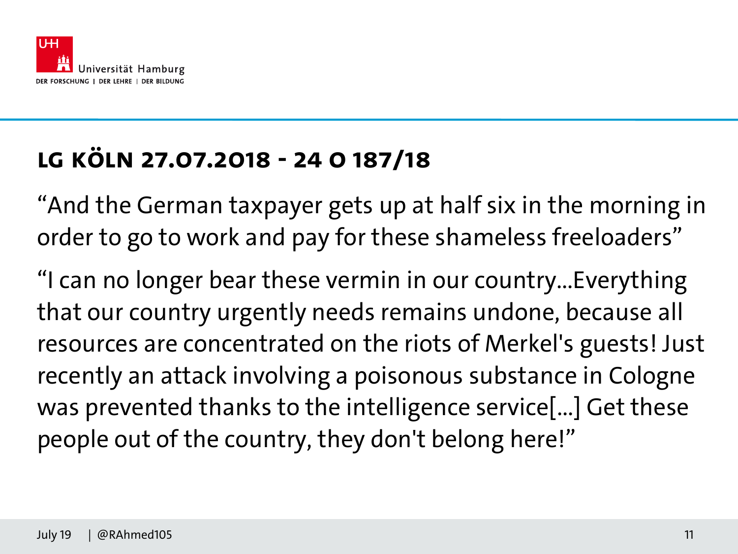## LG KÖLN 27.07.2018 - 24 O 187/18

“And the German taxpayer gets up at half six in the morning in order to go to work and pay for these shameless freeloaders”

“I can no longer bear these vermin in our country...Everything that our country urgently needs remains undone, because all resources are concentrated on the riots of Merkel's guests! Just recently an attack involving a poisonous substance in Cologne was prevented thanks to the intelligence service[...] Get these people out of the country, they don't belong here!”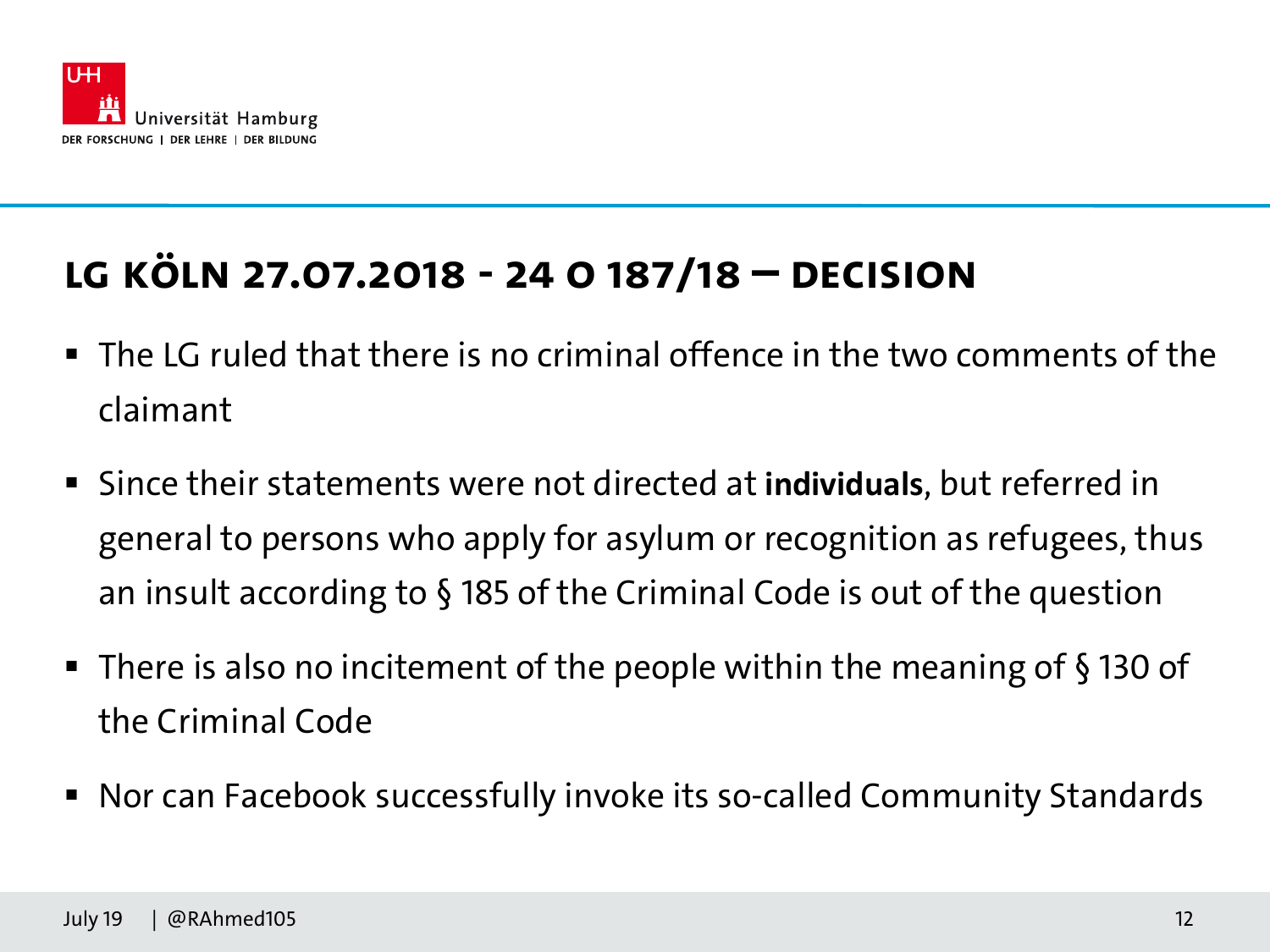## LG KÖLN 27.07.2018 - 24 O 187/18 – DECISION

- The LG ruled that there is no criminal offence in the two comments of the claimant
- Since their statements were not directed at **individuals**, but referred in general to persons who apply for asylum or recognition as refugees, thus an insult according to § 185 of the Criminal Code is out of the question
- There is also no incitement of the people within the meaning of § 130 of the Criminal Code
- Nor can Facebook successfully invoke its so-called Community Standards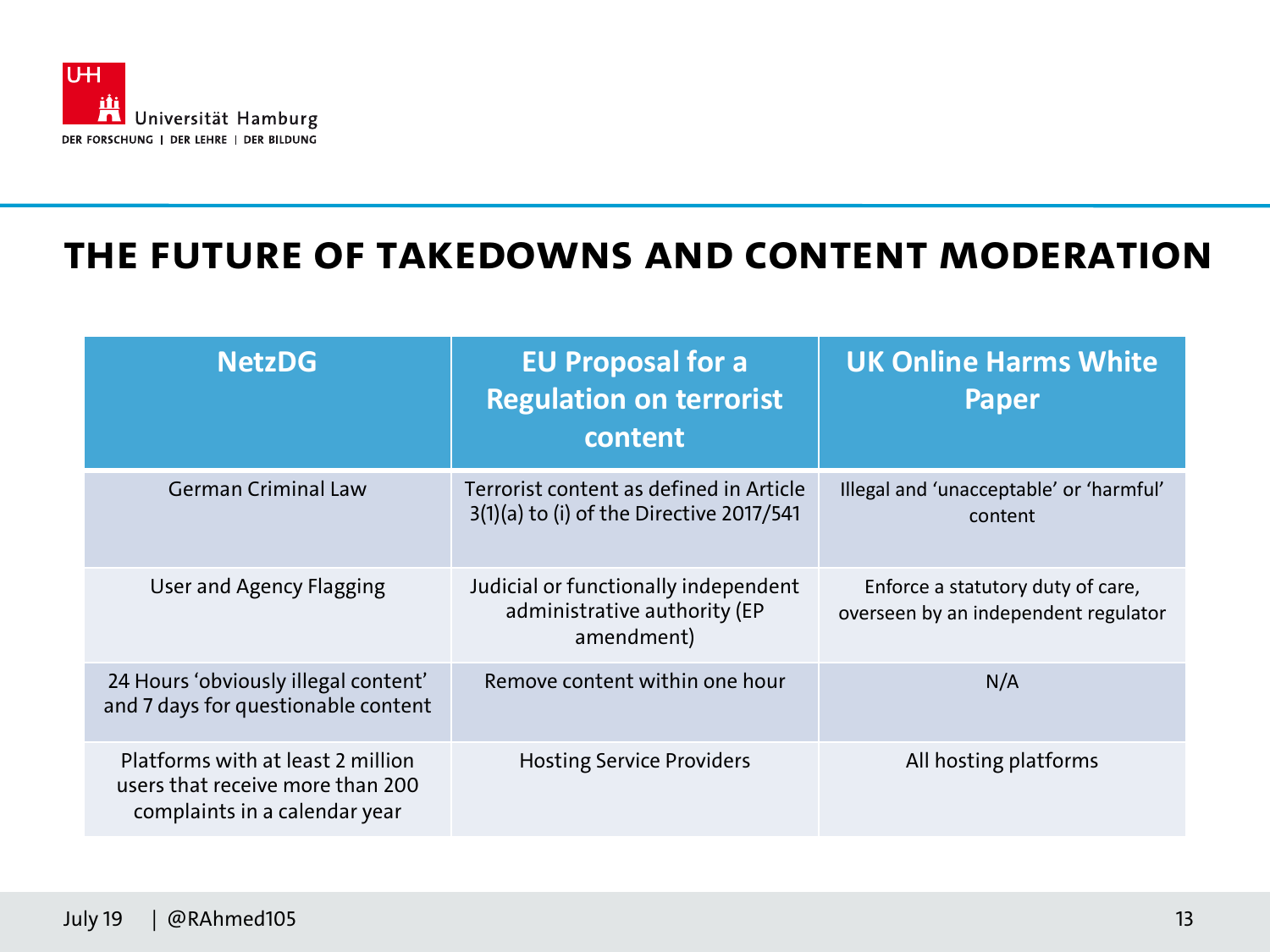# THE FUTURE OF TAKEDOWNS AND CONTENT MODERATION

| NetzDG | EU Proposal for a Regulation on terrorist content | UK Online Harms White Paper |
|---|---|---|
| German Criminal Law | Terrorist content as defined in Article 3(1)(a) to (i) of the Directive 2017/541 | Illegal and 'unacceptable' or 'harmful' content |
| User and Agency Flagging | Judicial or functionally independent administrative authority (EP amendment) | Enforce a statutory duty of care, overseen by an independent regulator |
| 24 Hours 'obviously illegal content' and 7 days for questionable content | Remove content within one hour | N/A |
| Platforms with at least 2 million users that receive more than 200 complaints in a calendar year | Hosting Service Providers | All hosting platforms |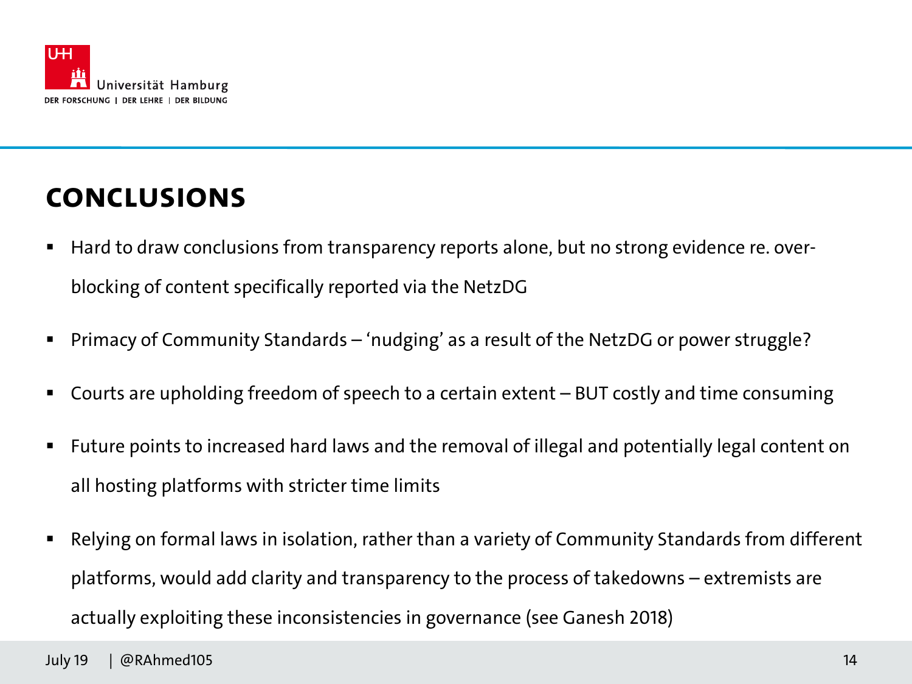## CONCLUSIONS

- Hard to draw conclusions from transparency reports alone, but no strong evidence re. over-blocking of content specifically reported via the NetzDG
- Primacy of Community Standards – 'nudging' as a result of the NetzDG or power struggle?
- Courts are upholding freedom of speech to a certain extent – BUT costly and time consuming
- Future points to increased hard laws and the removal of illegal and potentially legal content on all hosting platforms with stricter time limits
- Relying on formal laws in isolation, rather than a variety of Community Standards from different platforms, would add clarity and transparency to the process of takedowns – extremists are actually exploiting these inconsistencies in governance (see Ganesh 2018)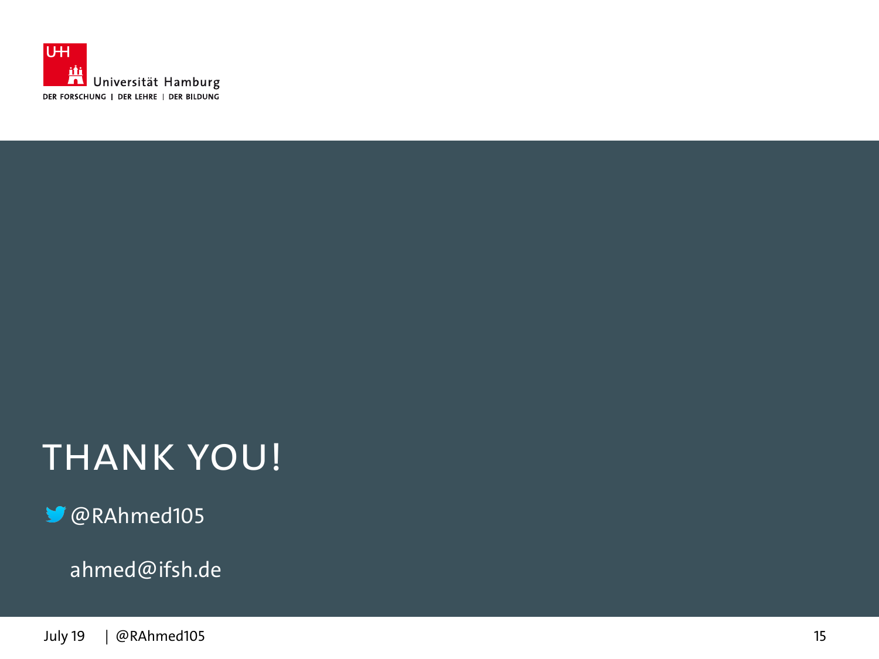Universität Hamburg

DER FORSCHUNG | DER LEHRE | DER BILDUNG

# THANK YOU!

@RAhmed105

ahmed@ifsh.de